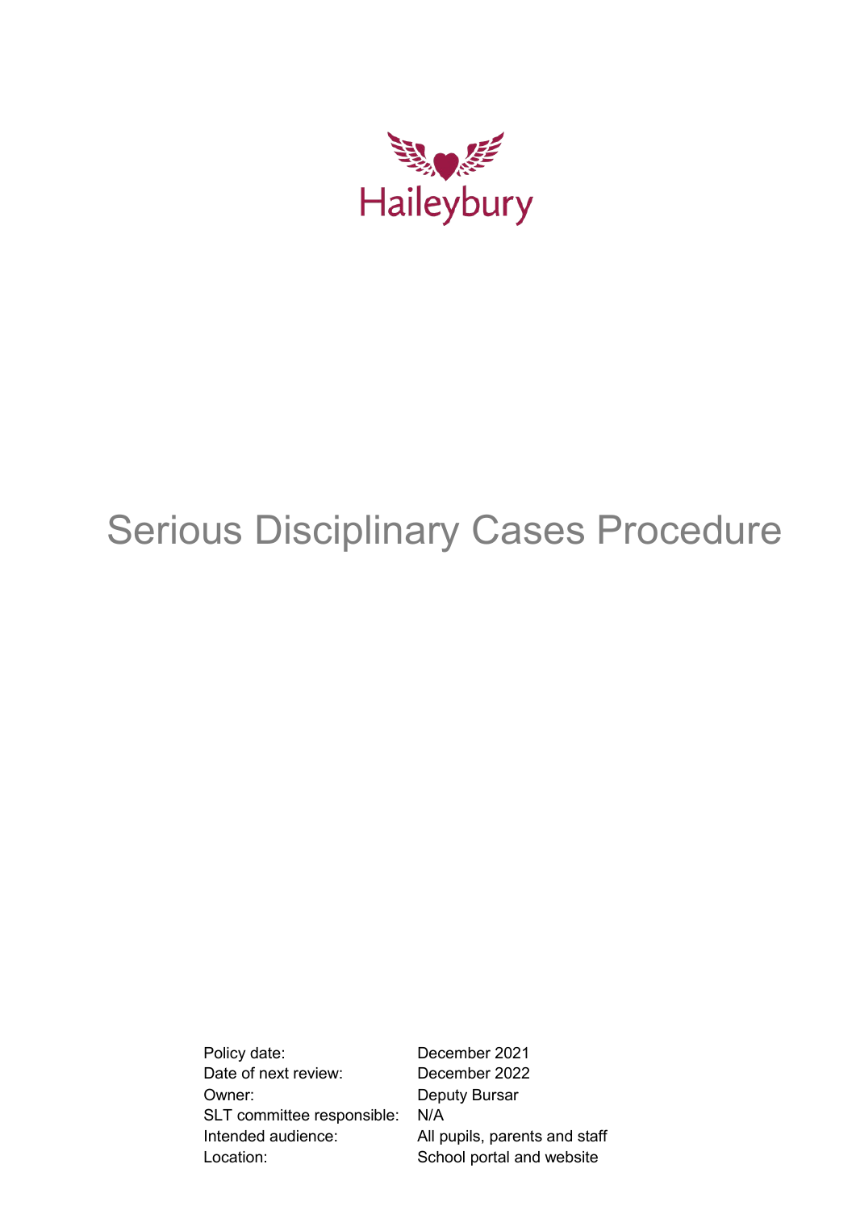Haileybury

# Serious Disciplinary Cases Procedure

| | |
|---|---|
| Policy date: | December 2021 |
| Date of next review: | December 2022 |
| Owner: | Deputy Bursar |
| SLT committee responsible: | N/A |
| Intended audience: | All pupils, parents and staff |
| Location: | School portal and website |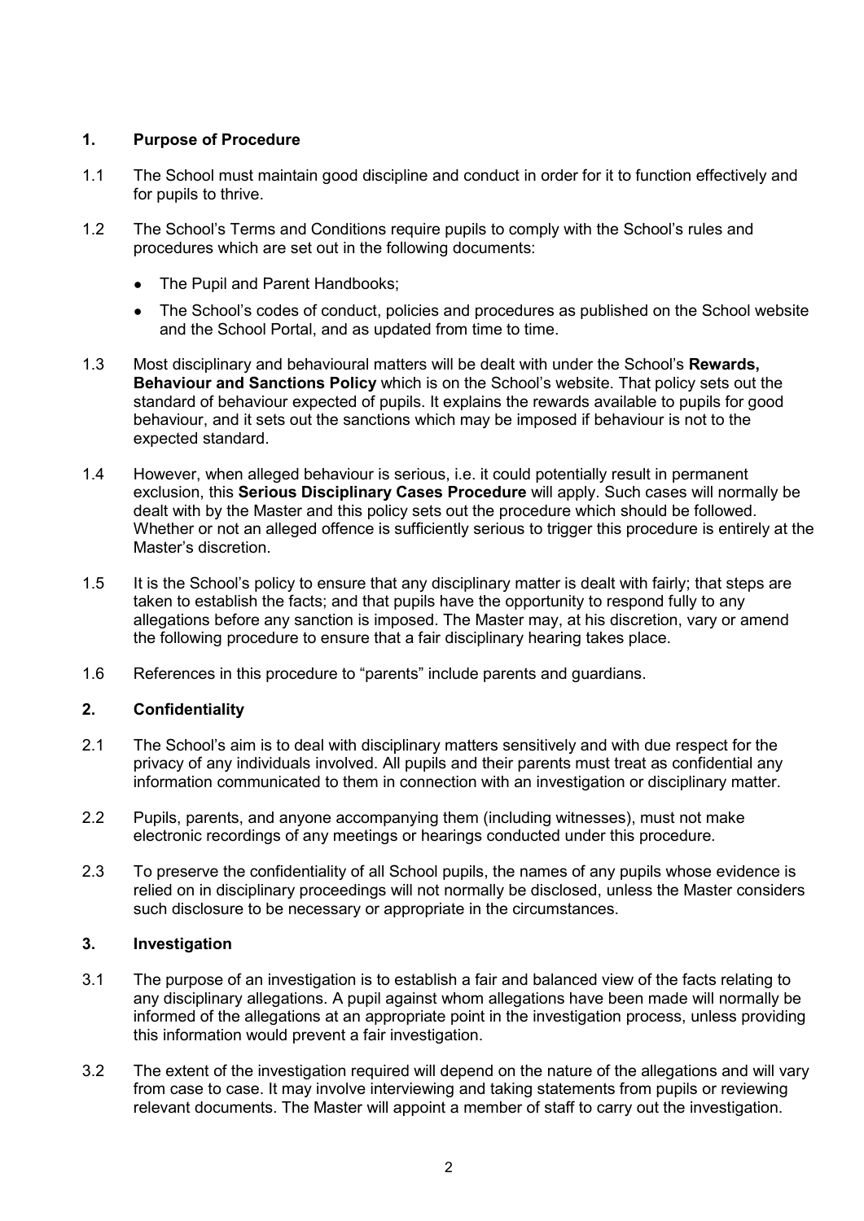## 1. Purpose of Procedure

1.1 The School must maintain good discipline and conduct in order for it to function effectively and for pupils to thrive.

1.2 The School's Terms and Conditions require pupils to comply with the School's rules and procedures which are set out in the following documents:

- The Pupil and Parent Handbooks;
- The School's codes of conduct, policies and procedures as published on the School website and the School Portal, and as updated from time to time.

1.3 Most disciplinary and behavioural matters will be dealt with under the School's **Rewards, Behaviour and Sanctions Policy** which is on the School's website. That policy sets out the standard of behaviour expected of pupils. It explains the rewards available to pupils for good behaviour, and it sets out the sanctions which may be imposed if behaviour is not to the expected standard.

1.4 However, when alleged behaviour is serious, i.e. it could potentially result in permanent exclusion, this **Serious Disciplinary Cases Procedure** will apply. Such cases will normally be dealt with by the Master and this policy sets out the procedure which should be followed. Whether or not an alleged offence is sufficiently serious to trigger this procedure is entirely at the Master's discretion.

1.5 It is the School's policy to ensure that any disciplinary matter is dealt with fairly; that steps are taken to establish the facts; and that pupils have the opportunity to respond fully to any allegations before any sanction is imposed. The Master may, at his discretion, vary or amend the following procedure to ensure that a fair disciplinary hearing takes place.

1.6 References in this procedure to "parents" include parents and guardians.

## 2. Confidentiality

2.1 The School's aim is to deal with disciplinary matters sensitively and with due respect for the privacy of any individuals involved. All pupils and their parents must treat as confidential any information communicated to them in connection with an investigation or disciplinary matter.

2.2 Pupils, parents, and anyone accompanying them (including witnesses), must not make electronic recordings of any meetings or hearings conducted under this procedure.

2.3 To preserve the confidentiality of all School pupils, the names of any pupils whose evidence is relied on in disciplinary proceedings will not normally be disclosed, unless the Master considers such disclosure to be necessary or appropriate in the circumstances.

## 3. Investigation

3.1 The purpose of an investigation is to establish a fair and balanced view of the facts relating to any disciplinary allegations. A pupil against whom allegations have been made will normally be informed of the allegations at an appropriate point in the investigation process, unless providing this information would prevent a fair investigation.

3.2 The extent of the investigation required will depend on the nature of the allegations and will vary from case to case. It may involve interviewing and taking statements from pupils or reviewing relevant documents. The Master will appoint a member of staff to carry out the investigation.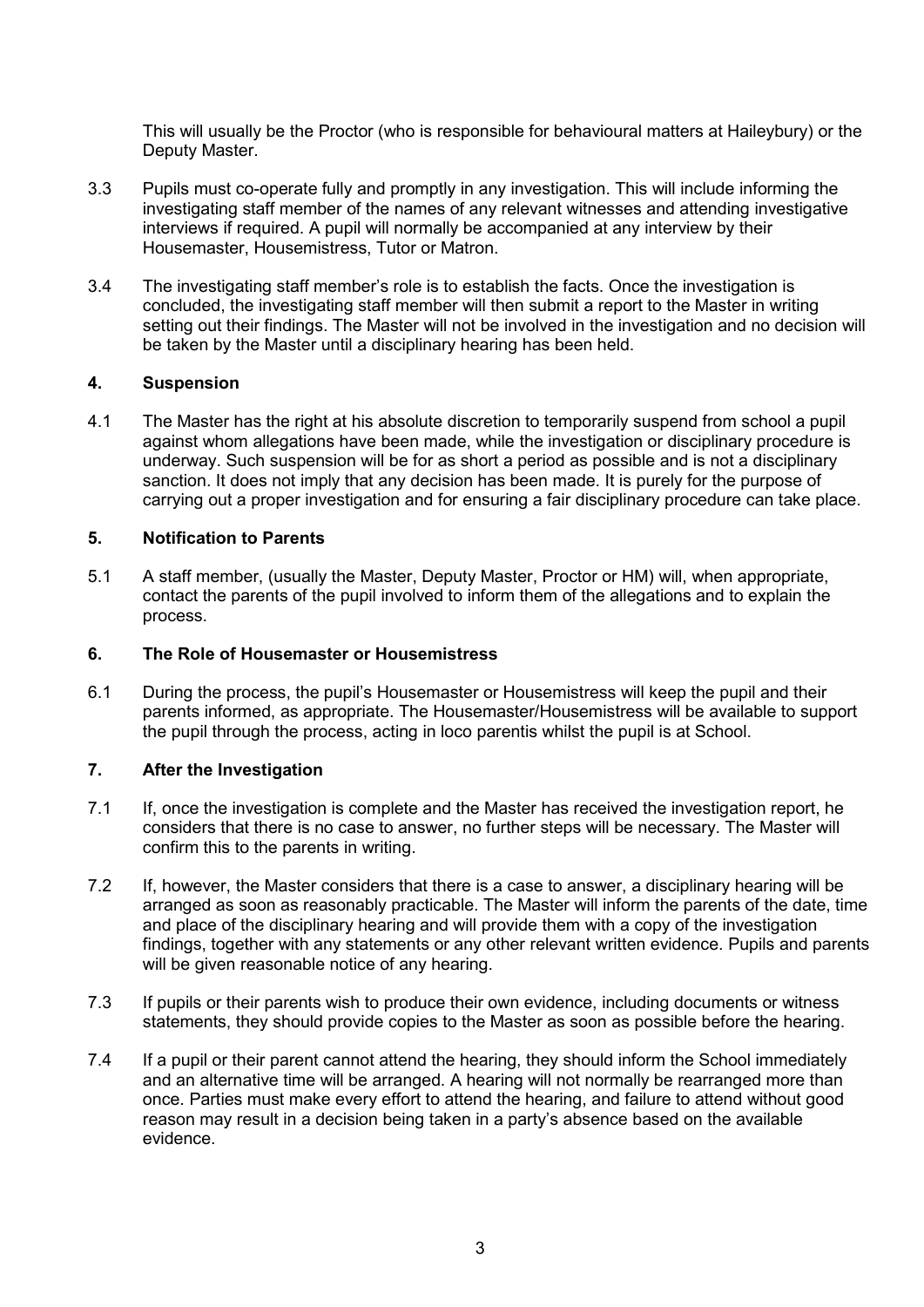This will usually be the Proctor (who is responsible for behavioural matters at Haileybury) or the Deputy Master.

3.3 Pupils must co-operate fully and promptly in any investigation. This will include informing the investigating staff member of the names of any relevant witnesses and attending investigative interviews if required. A pupil will normally be accompanied at any interview by their Housemaster, Housemistress, Tutor or Matron.

3.4 The investigating staff member's role is to establish the facts. Once the investigation is concluded, the investigating staff member will then submit a report to the Master in writing setting out their findings. The Master will not be involved in the investigation and no decision will be taken by the Master until a disciplinary hearing has been held.

## 4. Suspension

4.1 The Master has the right at his absolute discretion to temporarily suspend from school a pupil against whom allegations have been made, while the investigation or disciplinary procedure is underway. Such suspension will be for as short a period as possible and is not a disciplinary sanction. It does not imply that any decision has been made. It is purely for the purpose of carrying out a proper investigation and for ensuring a fair disciplinary procedure can take place.

## 5. Notification to Parents

5.1 A staff member, (usually the Master, Deputy Master, Proctor or HM) will, when appropriate, contact the parents of the pupil involved to inform them of the allegations and to explain the process.

## 6. The Role of Housemaster or Housemistress

6.1 During the process, the pupil's Housemaster or Housemistress will keep the pupil and their parents informed, as appropriate. The Housemaster/Housemistress will be available to support the pupil through the process, acting in loco parentis whilst the pupil is at School.

## 7. After the Investigation

7.1 If, once the investigation is complete and the Master has received the investigation report, he considers that there is no case to answer, no further steps will be necessary. The Master will confirm this to the parents in writing.

7.2 If, however, the Master considers that there is a case to answer, a disciplinary hearing will be arranged as soon as reasonably practicable. The Master will inform the parents of the date, time and place of the disciplinary hearing and will provide them with a copy of the investigation findings, together with any statements or any other relevant written evidence. Pupils and parents will be given reasonable notice of any hearing.

7.3 If pupils or their parents wish to produce their own evidence, including documents or witness statements, they should provide copies to the Master as soon as possible before the hearing.

7.4 If a pupil or their parent cannot attend the hearing, they should inform the School immediately and an alternative time will be arranged. A hearing will not normally be rearranged more than once. Parties must make every effort to attend the hearing, and failure to attend without good reason may result in a decision being taken in a party's absence based on the available evidence.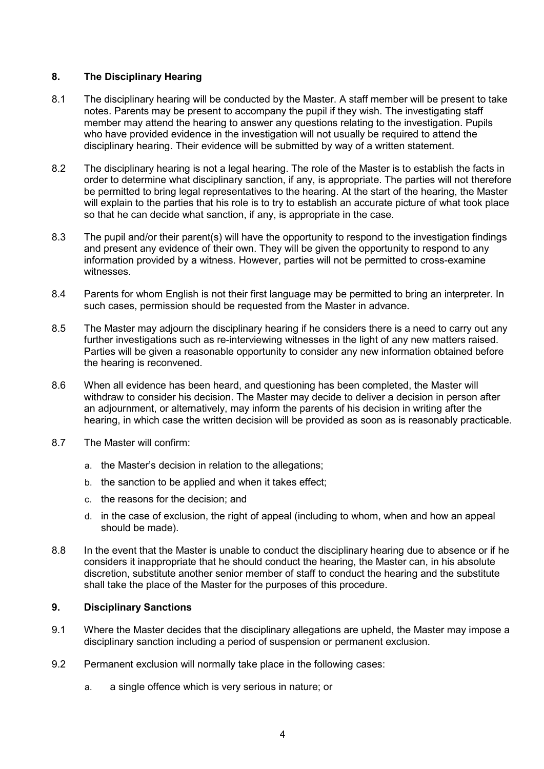## 8. The Disciplinary Hearing

8.1 The disciplinary hearing will be conducted by the Master. A staff member will be present to take notes. Parents may be present to accompany the pupil if they wish. The investigating staff member may attend the hearing to answer any questions relating to the investigation. Pupils who have provided evidence in the investigation will not usually be required to attend the disciplinary hearing. Their evidence will be submitted by way of a written statement.

8.2 The disciplinary hearing is not a legal hearing. The role of the Master is to establish the facts in order to determine what disciplinary sanction, if any, is appropriate. The parties will not therefore be permitted to bring legal representatives to the hearing. At the start of the hearing, the Master will explain to the parties that his role is to try to establish an accurate picture of what took place so that he can decide what sanction, if any, is appropriate in the case.

8.3 The pupil and/or their parent(s) will have the opportunity to respond to the investigation findings and present any evidence of their own. They will be given the opportunity to respond to any information provided by a witness. However, parties will not be permitted to cross-examine witnesses.

8.4 Parents for whom English is not their first language may be permitted to bring an interpreter. In such cases, permission should be requested from the Master in advance.

8.5 The Master may adjourn the disciplinary hearing if he considers there is a need to carry out any further investigations such as re-interviewing witnesses in the light of any new matters raised. Parties will be given a reasonable opportunity to consider any new information obtained before the hearing is reconvened.

8.6 When all evidence has been heard, and questioning has been completed, the Master will withdraw to consider his decision. The Master may decide to deliver a decision in person after an adjournment, or alternatively, may inform the parents of his decision in writing after the hearing, in which case the written decision will be provided as soon as is reasonably practicable.

8.7 The Master will confirm:

a. the Master's decision in relation to the allegations;

b. the sanction to be applied and when it takes effect;

c. the reasons for the decision; and

d. in the case of exclusion, the right of appeal (including to whom, when and how an appeal should be made).

8.8 In the event that the Master is unable to conduct the disciplinary hearing due to absence or if he considers it inappropriate that he should conduct the hearing, the Master can, in his absolute discretion, substitute another senior member of staff to conduct the hearing and the substitute shall take the place of the Master for the purposes of this procedure.

## 9. Disciplinary Sanctions

9.1 Where the Master decides that the disciplinary allegations are upheld, the Master may impose a disciplinary sanction including a period of suspension or permanent exclusion.

9.2 Permanent exclusion will normally take place in the following cases:

a. a single offence which is very serious in nature; or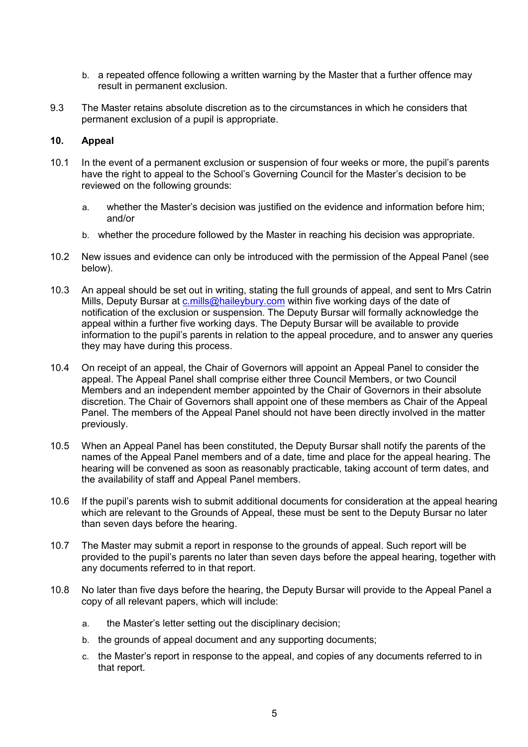b. a repeated offence following a written warning by the Master that a further offence may result in permanent exclusion.

9.3 The Master retains absolute discretion as to the circumstances in which he considers that permanent exclusion of a pupil is appropriate.

## 10. Appeal

10.1 In the event of a permanent exclusion or suspension of four weeks or more, the pupil's parents have the right to appeal to the School's Governing Council for the Master's decision to be reviewed on the following grounds:

a. whether the Master's decision was justified on the evidence and information before him; and/or

b. whether the procedure followed by the Master in reaching his decision was appropriate.

10.2 New issues and evidence can only be introduced with the permission of the Appeal Panel (see below).

10.3 An appeal should be set out in writing, stating the full grounds of appeal, and sent to Mrs Catrin Mills, Deputy Bursar at c.mills@haileybury.com within five working days of the date of notification of the exclusion or suspension. The Deputy Bursar will formally acknowledge the appeal within a further five working days. The Deputy Bursar will be available to provide information to the pupil's parents in relation to the appeal procedure, and to answer any queries they may have during this process.

10.4 On receipt of an appeal, the Chair of Governors will appoint an Appeal Panel to consider the appeal. The Appeal Panel shall comprise either three Council Members, or two Council Members and an independent member appointed by the Chair of Governors in their absolute discretion. The Chair of Governors shall appoint one of these members as Chair of the Appeal Panel. The members of the Appeal Panel should not have been directly involved in the matter previously.

10.5 When an Appeal Panel has been constituted, the Deputy Bursar shall notify the parents of the names of the Appeal Panel members and of a date, time and place for the appeal hearing. The hearing will be convened as soon as reasonably practicable, taking account of term dates, and the availability of staff and Appeal Panel members.

10.6 If the pupil's parents wish to submit additional documents for consideration at the appeal hearing which are relevant to the Grounds of Appeal, these must be sent to the Deputy Bursar no later than seven days before the hearing.

10.7 The Master may submit a report in response to the grounds of appeal. Such report will be provided to the pupil's parents no later than seven days before the appeal hearing, together with any documents referred to in that report.

10.8 No later than five days before the hearing, the Deputy Bursar will provide to the Appeal Panel a copy of all relevant papers, which will include:

a. the Master's letter setting out the disciplinary decision;

b. the grounds of appeal document and any supporting documents;

c. the Master's report in response to the appeal, and copies of any documents referred to in that report.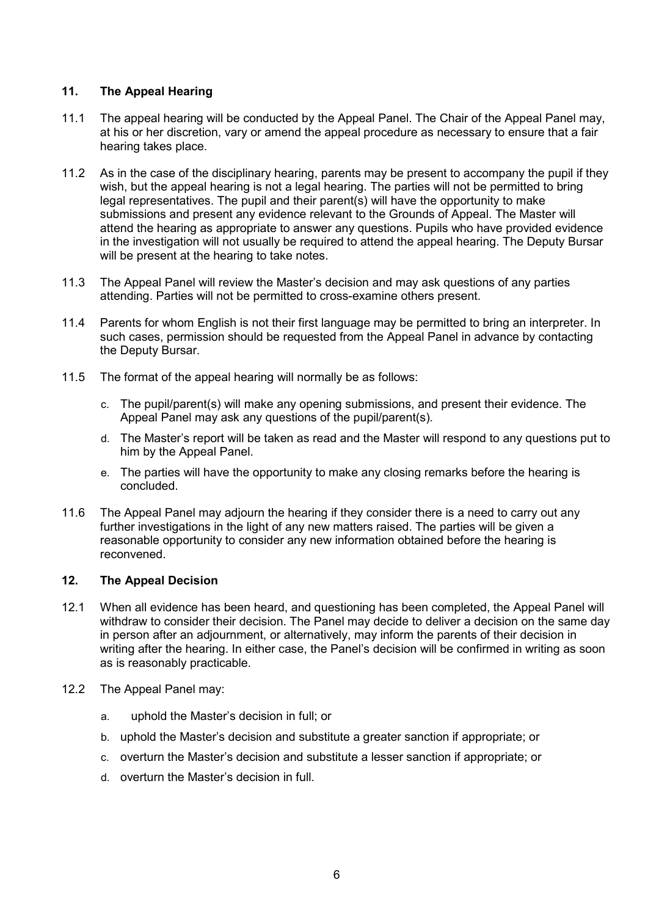## 11. The Appeal Hearing

11.1 The appeal hearing will be conducted by the Appeal Panel. The Chair of the Appeal Panel may, at his or her discretion, vary or amend the appeal procedure as necessary to ensure that a fair hearing takes place.

11.2 As in the case of the disciplinary hearing, parents may be present to accompany the pupil if they wish, but the appeal hearing is not a legal hearing. The parties will not be permitted to bring legal representatives. The pupil and their parent(s) will have the opportunity to make submissions and present any evidence relevant to the Grounds of Appeal. The Master will attend the hearing as appropriate to answer any questions. Pupils who have provided evidence in the investigation will not usually be required to attend the appeal hearing. The Deputy Bursar will be present at the hearing to take notes.

11.3 The Appeal Panel will review the Master's decision and may ask questions of any parties attending. Parties will not be permitted to cross-examine others present.

11.4 Parents for whom English is not their first language may be permitted to bring an interpreter. In such cases, permission should be requested from the Appeal Panel in advance by contacting the Deputy Bursar.

11.5 The format of the appeal hearing will normally be as follows:

c. The pupil/parent(s) will make any opening submissions, and present their evidence. The Appeal Panel may ask any questions of the pupil/parent(s).

d. The Master's report will be taken as read and the Master will respond to any questions put to him by the Appeal Panel.

e. The parties will have the opportunity to make any closing remarks before the hearing is concluded.

11.6 The Appeal Panel may adjourn the hearing if they consider there is a need to carry out any further investigations in the light of any new matters raised. The parties will be given a reasonable opportunity to consider any new information obtained before the hearing is reconvened.

## 12. The Appeal Decision

12.1 When all evidence has been heard, and questioning has been completed, the Appeal Panel will withdraw to consider their decision. The Panel may decide to deliver a decision on the same day in person after an adjournment, or alternatively, may inform the parents of their decision in writing after the hearing. In either case, the Panel's decision will be confirmed in writing as soon as is reasonably practicable.

12.2 The Appeal Panel may:

a. uphold the Master's decision in full; or

b. uphold the Master's decision and substitute a greater sanction if appropriate; or

c. overturn the Master's decision and substitute a lesser sanction if appropriate; or

d. overturn the Master's decision in full.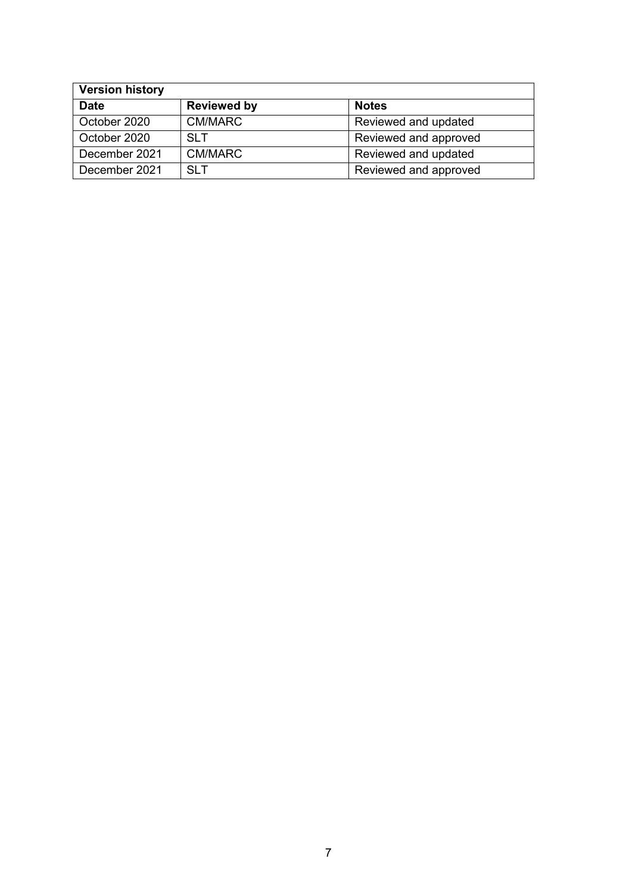| Version history | | |
|---|---|---|
| **Date** | **Reviewed by** | **Notes** |
| October 2020 | CM/MARC | Reviewed and updated |
| October 2020 | SLT | Reviewed and approved |
| December 2021 | CM/MARC | Reviewed and updated |
| December 2021 | SLT | Reviewed and approved |